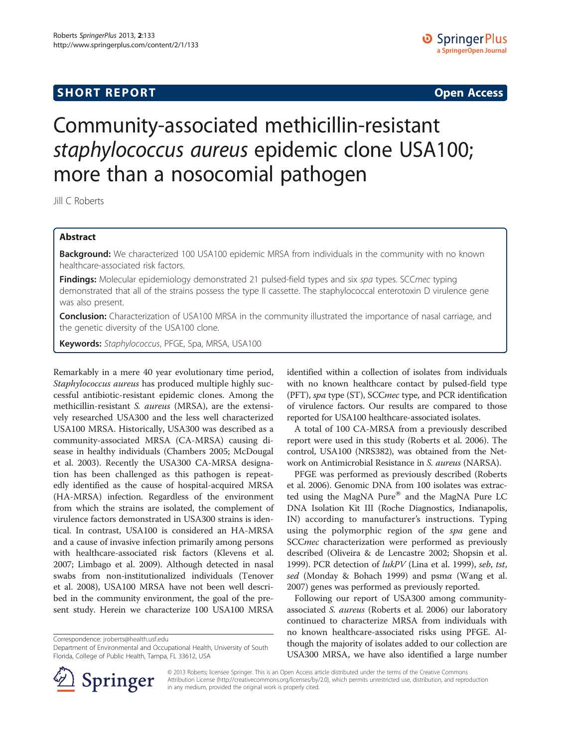**SHORT REPORT** **Open Access**

# Community-associated methicillin-resistant *staphylococcus aureus* epidemic clone USA100; more than a nosocomial pathogen

Jill C Roberts

## Abstract

**Background:** We characterized 100 USA100 epidemic MRSA from individuals in the community with no known healthcare-associated risk factors.

**Findings:** Molecular epidemiology demonstrated 21 pulsed-field types and six *spa* types. SCC*mec* typing demonstrated that all of the strains possess the type II cassette. The staphylococcal enterotoxin D virulence gene was also present.

**Conclusion:** Characterization of USA100 MRSA in the community illustrated the importance of nasal carriage, and the genetic diversity of the USA100 clone.

**Keywords:** *Staphylococcus*, PFGE, Spa, MRSA, USA100

Remarkably in a mere 40 year evolutionary time period, *Staphylococcus aureus* has produced multiple highly successful antibiotic-resistant epidemic clones. Among the methicillin-resistant *S. aureus* (MRSA), are the extensively researched USA300 and the less well characterized USA100 MRSA. Historically, USA300 was described as a community-associated MRSA (CA-MRSA) causing disease in healthy individuals (Chambers 2005; McDougal et al. 2003). Recently the USA300 CA-MRSA designation has been challenged as this pathogen is repeatedly identified as the cause of hospital-acquired MRSA (HA-MRSA) infection. Regardless of the environment from which the strains are isolated, the complement of virulence factors demonstrated in USA300 strains is identical. In contrast, USA100 is considered an HA-MRSA and a cause of invasive infection primarily among persons with healthcare-associated risk factors (Klevens et al. 2007; Limbago et al. 2009). Although detected in nasal swabs from non-institutionalized individuals (Tenover et al. 2008), USA100 MRSA have not been well described in the community environment, the goal of the present study. Herein we characterize 100 USA100 MRSA identified within a collection of isolates from individuals with no known healthcare contact by pulsed-field type (PFT), *spa* type (ST), SCC*mec* type, and PCR identification of virulence factors. Our results are compared to those reported for USA100 healthcare-associated isolates.

A total of 100 CA-MRSA from a previously described report were used in this study (Roberts et al. 2006). The control, USA100 (NRS382), was obtained from the Network on Antimicrobial Resistance in *S. aureus* (NARSA).

PFGE was performed as previously described (Roberts et al. 2006). Genomic DNA from 100 isolates was extracted using the MagNA Pure® and the MagNA Pure LC DNA Isolation Kit III (Roche Diagnostics, Indianapolis, IN) according to manufacturer's instructions. Typing using the polymorphic region of the *spa* gene and SCC*mec* characterization were performed as previously described (Oliveira & de Lencastre 2002; Shopsin et al. 1999). PCR detection of *lukPV* (Lina et al. 1999), *seb*, *tst*, *sed* (Monday & Bohach 1999) and psm*α* (Wang et al. 2007) genes was performed as previously reported.

Following our report of USA300 among community-associated *S. aureus* (Roberts et al. 2006) our laboratory continued to characterize MRSA from individuals with no known healthcare-associated risks using PFGE. Although the majority of isolates added to our collection are USA300 MRSA, we have also identified a large number

Correspondence: jroberts@health.usf.edu
Department of Environmental and Occupational Health, University of South Florida, College of Public Health, Tampa, FL 33612, USA

© 2013 Roberts; licensee Springer. This is an Open Access article distributed under the terms of the Creative Commons Attribution License (http://creativecommons.org/licenses/by/2.0), which permits unrestricted use, distribution, and reproduction in any medium, provided the original work is properly cited.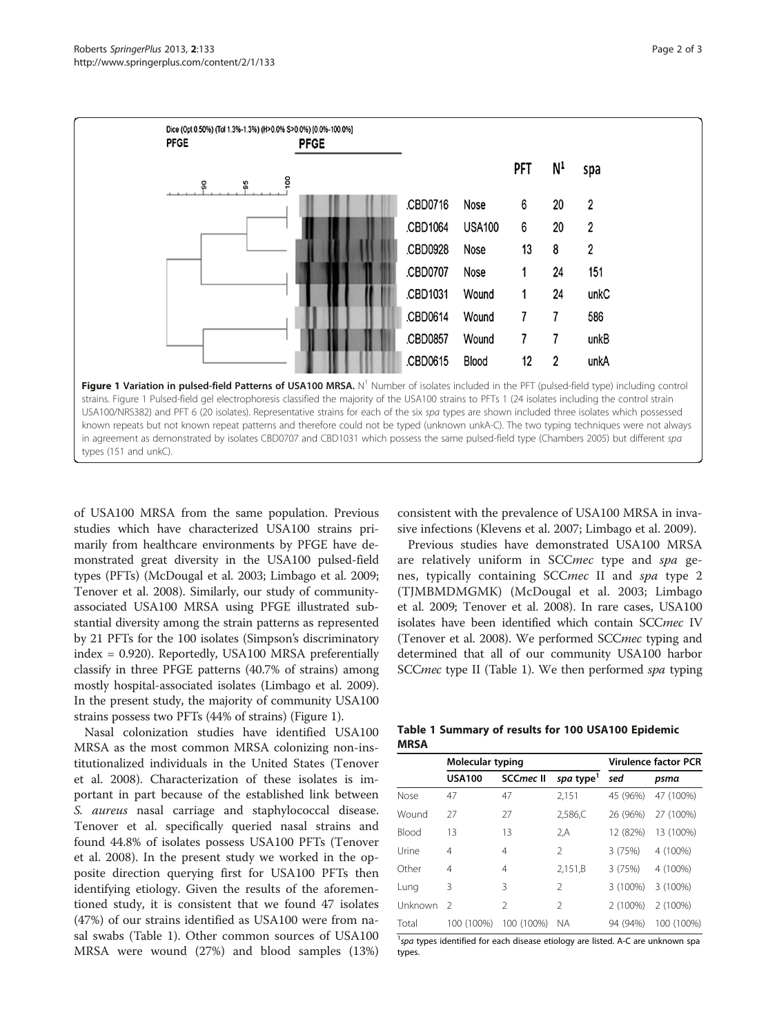| | | PFT | N[1] | spa |
|---|---|---|---|---|
| CBD0716 | Nose | 6 | 20 | 2 |
| CBD1064 | USA100 | 6 | 20 | 2 |
| CBD0928 | Nose | 13 | 8 | 2 |
| CBD0707 | Nose | 1 | 24 | 151 |
| CBD1031 | Wound | 1 | 24 | unkC |
| CBD0614 | Wound | 7 | 7 | 586 |
| CBD0857 | Wound | 7 | 7 | unkB |
| CBD0615 | Blood | 12 | 2 | unkA |

**Figure 1 Variation in pulsed-field Patterns of USA100 MRSA.** N[1] Number of isolates included in the PFT (pulsed-field type) including control strains. Figure 1 Pulsed-field gel electrophoresis classified the majority of the USA100 strains to PFTs 1 (24 isolates including the control strain USA100/NRS382) and PFT 6 (20 isolates). Representative strains for each of the six *spa* types are shown included three isolates which possessed known repeats but not known repeat patterns and therefore could not be typed (unknown unkA-C). The two typing techniques were not always in agreement as demonstrated by isolates CBD0707 and CBD1031 which possess the same pulsed-field type (Chambers 2005) but different *spa* types (151 and unkC).

of USA100 MRSA from the same population. Previous studies which have characterized USA100 strains primarily from healthcare environments by PFGE have demonstrated great diversity in the USA100 pulsed-field types (PFTs) (McDougal et al. 2003; Limbago et al. 2009; Tenover et al. 2008). Similarly, our study of community-associated USA100 MRSA using PFGE illustrated substantial diversity among the strain patterns as represented by 21 PFTs for the 100 isolates (Simpson's discriminatory index = 0.920). Reportedly, USA100 MRSA preferentially classify in three PFGE patterns (40.7% of strains) among mostly hospital-associated isolates (Limbago et al. 2009). In the present study, the majority of community USA100 strains possess two PFTs (44% of strains) (Figure 1).

Nasal colonization studies have identified USA100 MRSA as the most common MRSA colonizing non-institutionalized individuals in the United States (Tenover et al. 2008). Characterization of these isolates is important in part because of the established link between *S. aureus* nasal carriage and staphylococcal disease. Tenover et al. specifically queried nasal strains and found 44.8% of isolates possess USA100 PFTs (Tenover et al. 2008). In the present study we worked in the opposite direction querying first for USA100 PFTs then identifying etiology. Given the results of the aforementioned study, it is consistent that we found 47 isolates (47%) of our strains identified as USA100 were from nasal swabs (Table 1). Other common sources of USA100 MRSA were wound (27%) and blood samples (13%) consistent with the prevalence of USA100 MRSA in invasive infections (Klevens et al. 2007; Limbago et al. 2009).

Previous studies have demonstrated USA100 MRSA are relatively uniform in SCC*mec* type and *spa* genes, typically containing SCC*mec* II and *spa* type 2 (TJMBMDMGMK) (McDougal et al. 2003; Limbago et al. 2009; Tenover et al. 2008). In rare cases, USA100 isolates have been identified which contain SCC*mec* IV (Tenover et al. 2008). We performed SCC*mec* typing and determined that all of our community USA100 harbor SCC*mec* type II (Table 1). We then performed *spa* typing

**Table 1 Summary of results for 100 USA100 Epidemic MRSA**

| | Molecular typing | | | Virulence factor PCR | |
|---|---|---|---|---|---|
| | USA100 | SCC*mec* II | *spa* type[1] | *sed* | *psma* |
| Nose | 47 | 47 | 2,151 | 45 (96%) | 47 (100%) |
| Wound | 27 | 27 | 2,586,C | 26 (96%) | 27 (100%) |
| Blood | 13 | 13 | 2,A | 12 (82%) | 13 (100%) |
| Urine | 4 | 4 | 2 | 3 (75%) | 4 (100%) |
| Other | 4 | 4 | 2,151,B | 3 (75%) | 4 (100%) |
| Lung | 3 | 3 | 2 | 3 (100%) | 3 (100%) |
| Unknown | 2 | 2 | 2 | 2 (100%) | 2 (100%) |
| Total | 100 (100%) | 100 (100%) | NA | 94 (94%) | 100 (100%) |

[1]*spa* types identified for each disease etiology are listed. A-C are unknown spa types.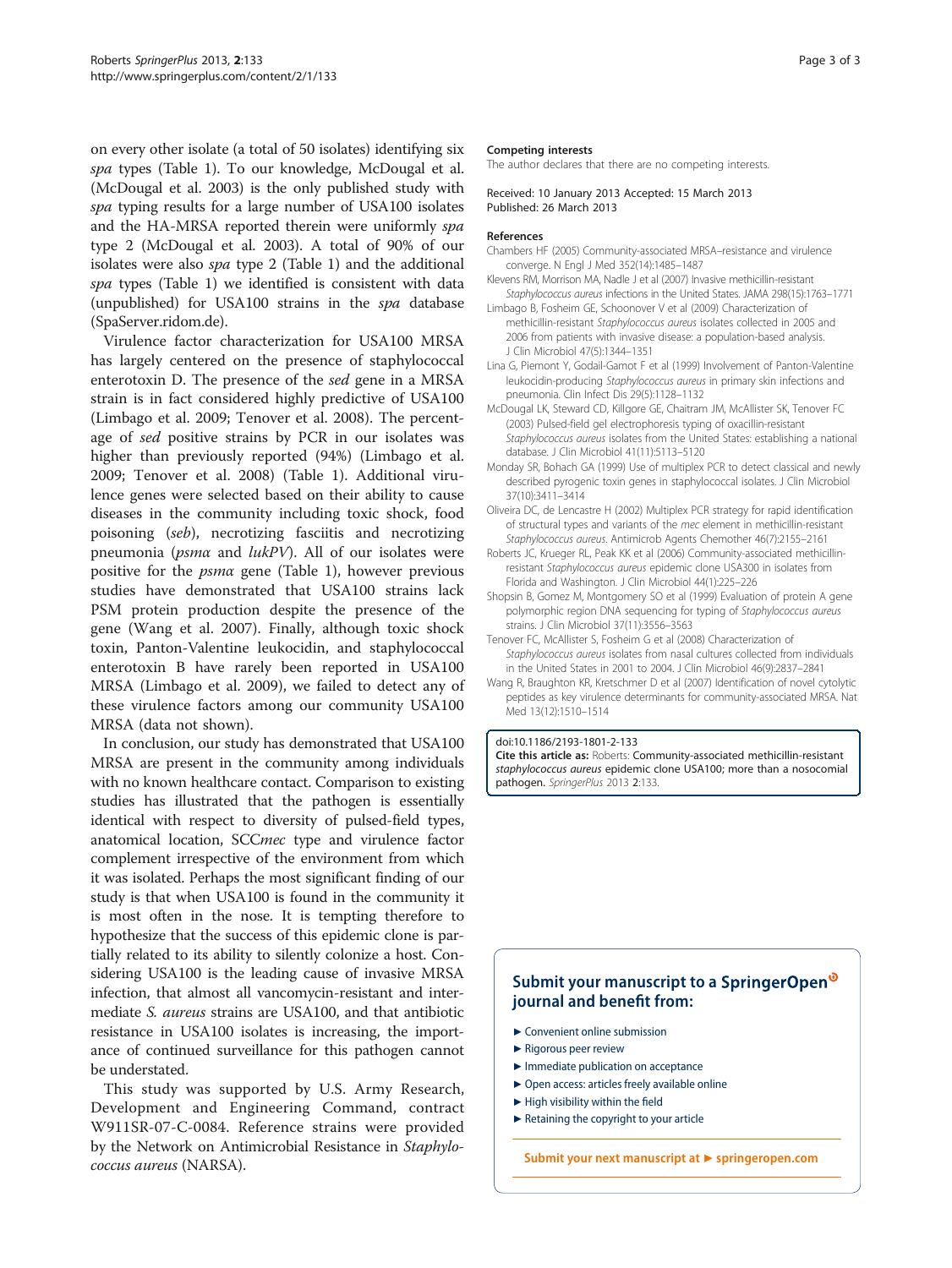on every other isolate (a total of 50 isolates) identifying six *spa* types (Table 1). To our knowledge, McDougal et al. (McDougal et al. 2003) is the only published study with *spa* typing results for a large number of USA100 isolates and the HA-MRSA reported therein were uniformly *spa* type 2 (McDougal et al. 2003). A total of 90% of our isolates were also *spa* type 2 (Table 1) and the additional *spa* types (Table 1) we identified is consistent with data (unpublished) for USA100 strains in the *spa* database (SpaServer.ridom.de).

Virulence factor characterization for USA100 MRSA has largely centered on the presence of staphylococcal enterotoxin D. The presence of the *sed* gene in a MRSA strain is in fact considered highly predictive of USA100 (Limbago et al. 2009; Tenover et al. 2008). The percentage of *sed* positive strains by PCR in our isolates was higher than previously reported (94%) (Limbago et al. 2009; Tenover et al. 2008) (Table 1). Additional virulence genes were selected based on their ability to cause diseases in the community including toxic shock, food poisoning (*seb*), necrotizing fasciitis and necrotizing pneumonia (*psmα* and *lukPV*). All of our isolates were positive for the *psmα* gene (Table 1), however previous studies have demonstrated that USA100 strains lack PSM protein production despite the presence of the gene (Wang et al. 2007). Finally, although toxic shock toxin, Panton-Valentine leukocidin, and staphylococcal enterotoxin B have rarely been reported in USA100 MRSA (Limbago et al. 2009), we failed to detect any of these virulence factors among our community USA100 MRSA (data not shown).

In conclusion, our study has demonstrated that USA100 MRSA are present in the community among individuals with no known healthcare contact. Comparison to existing studies has illustrated that the pathogen is essentially identical with respect to diversity of pulsed-field types, anatomical location, SCC*mec* type and virulence factor complement irrespective of the environment from which it was isolated. Perhaps the most significant finding of our study is that when USA100 is found in the community it is most often in the nose. It is tempting therefore to hypothesize that the success of this epidemic clone is partially related to its ability to silently colonize a host. Considering USA100 is the leading cause of invasive MRSA infection, that almost all vancomycin-resistant and intermediate *S. aureus* strains are USA100, and that antibiotic resistance in USA100 isolates is increasing, the importance of continued surveillance for this pathogen cannot be understated.

This study was supported by U.S. Army Research, Development and Engineering Command, contract W911SR-07-C-0084. Reference strains were provided by the Network on Antimicrobial Resistance in *Staphylococcus aureus* (NARSA).

#### Competing interests
The author declares that there are no competing interests.

Received: 10 January 2013 Accepted: 15 March 2013
Published: 26 March 2013

#### References
- Chambers HF (2005) Community-associated MRSA–resistance and virulence converge. N Engl J Med 352(14):1485–1487
- Klevens RM, Morrison MA, Nadle J et al (2007) Invasive methicillin-resistant *Staphylococcus aureus* infections in the United States. JAMA 298(15):1763–1771
- Limbago B, Fosheim GE, Schoonover V et al (2009) Characterization of methicillin-resistant *Staphylococcus aureus* isolates collected in 2005 and 2006 from patients with invasive disease: a population-based analysis. J Clin Microbiol 47(5):1344–1351
- Lina G, Piemont Y, Godail-Gamot F et al (1999) Involvement of Panton-Valentine leukocidin-producing *Staphylococcus aureus* in primary skin infections and pneumonia. Clin Infect Dis 29(5):1128–1132
- McDougal LK, Steward CD, Killgore GE, Chaitram JM, McAllister SK, Tenover FC (2003) Pulsed-field gel electrophoresis typing of oxacillin-resistant *Staphylococcus aureus* isolates from the United States: establishing a national database. J Clin Microbiol 41(11):5113–5120
- Monday SR, Bohach GA (1999) Use of multiplex PCR to detect classical and newly described pyrogenic toxin genes in staphylococcal isolates. J Clin Microbiol 37(10):3411–3414
- Oliveira DC, de Lencastre H (2002) Multiplex PCR strategy for rapid identification of structural types and variants of the *mec* element in methicillin-resistant *Staphylococcus aureus*. Antimicrob Agents Chemother 46(7):2155–2161
- Roberts JC, Krueger RL, Peak KK et al (2006) Community-associated methicillin-resistant *Staphylococcus aureus* epidemic clone USA300 in isolates from Florida and Washington. J Clin Microbiol 44(1):225–226
- Shopsin B, Gomez M, Montgomery SO et al (1999) Evaluation of protein A gene polymorphic region DNA sequencing for typing of *Staphylococcus aureus* strains. J Clin Microbiol 37(11):3556–3563
- Tenover FC, McAllister S, Fosheim G et al (2008) Characterization of *Staphylococcus aureus* isolates from nasal cultures collected from individuals in the United States in 2001 to 2004. J Clin Microbiol 46(9):2837–2841
- Wang R, Braughton KR, Kretschmer D et al (2007) Identification of novel cytolytic peptides as key virulence determinants for community-associated MRSA. Nat Med 13(12):1510–1514

doi:10.1186/2193-1801-2-133
**Cite this article as:** Roberts: Community-associated methicillin-resistant *staphylococcus aureus* epidemic clone USA100; more than a nosocomial pathogen. *SpringerPlus* 2013 **2**:133.